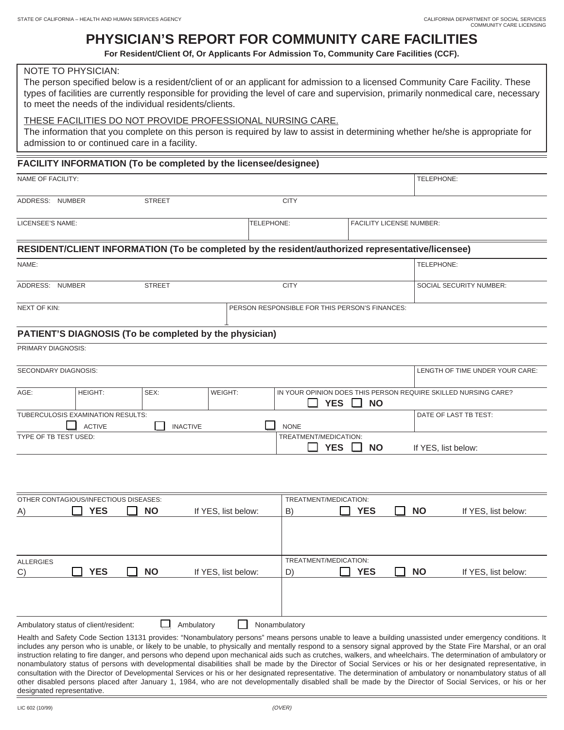STATE OF CALIFORNIA – HEALTH AND HUMAN SERVICES AGENCY

CALIFORNIA DEPARTMENT OF SOCIAL SERVICES
COMMUNITY CARE LICENSING

# PHYSICIAN'S REPORT FOR COMMUNITY CARE FACILITIES

**For Resident/Client Of, Or Applicants For Admission To, Community Care Facilities (CCF).**

NOTE TO PHYSICIAN:
The person specified below is a resident/client of or an applicant for admission to a licensed Community Care Facility. These types of facilities are currently responsible for providing the level of care and supervision, primarily nonmedical care, necessary to meet the needs of the individual residents/clients.

THESE FACILITIES DO NOT PROVIDE PROFESSIONAL NURSING CARE.
The information that you complete on this person is required by law to assist in determining whether he/she is appropriate for admission to or continued care in a facility.

## FACILITY INFORMATION (To be completed by the licensee/designee)

| | | | |
|---|---|---|---|
| NAME OF FACILITY: | | | TELEPHONE: |
| ADDRESS: NUMBER | STREET | CITY | |
| LICENSEE'S NAME: | TELEPHONE: | FACILITY LICENSE NUMBER: | |

## RESIDENT/CLIENT INFORMATION (To be completed by the resident/authorized representative/licensee)

| | | | |
|---|---|---|---|
| NAME: | | | TELEPHONE: |
| ADDRESS: NUMBER | STREET | CITY | SOCIAL SECURITY NUMBER: |
| NEXT OF KIN: | PERSON RESPONSIBLE FOR THIS PERSON'S FINANCES: | | |

## PATIENT'S DIAGNOSIS (To be completed by the physician)

PRIMARY DIAGNOSIS:

| | |
|---|---|
| SECONDARY DIAGNOSIS: | LENGTH OF TIME UNDER YOUR CARE: |

| | | | | |
|---|---|---|---|---|
| AGE: | HEIGHT: | SEX: | WEIGHT: | IN YOUR OPINION DOES THIS PERSON REQUIRE SKILLED NURSING CARE? ☐ YES ☐ NO |

| | |
|---|---|
| TUBERCULOSIS EXAMINATION RESULTS: ☐ ACTIVE ☐ INACTIVE ☐ NONE | DATE OF LAST TB TEST: |
| TYPE OF TB TEST USED: | TREATMENT/MEDICATION: ☐ YES ☐ NO If YES, list below: |

| | |
|---|---|
| OTHER CONTAGIOUS/INFECTIOUS DISEASES: A) ☐ YES ☐ NO If YES, list below: | TREATMENT/MEDICATION: B) ☐ YES ☐ NO If YES, list below: |
| ALLERGIES C) ☐ YES ☐ NO If YES, list below: | TREATMENT/MEDICATION: D) ☐ YES ☐ NO If YES, list below: |

Ambulatory status of client/resident: ☐ Ambulatory ☐ Nonambulatory

Health and Safety Code Section 13131 provides: "Nonambulatory persons" means persons unable to leave a building unassisted under emergency conditions. It includes any person who is unable, or likely to be unable, to physically and mentally respond to a sensory signal approved by the State Fire Marshal, or an oral instruction relating to fire danger, and persons who depend upon mechanical aids such as crutches, walkers, and wheelchairs. The determination of ambulatory or nonambulatory status of persons with developmental disabilities shall be made by the Director of Social Services or his or her designated representative, in consultation with the Director of Developmental Services or his or her designated representative. The determination of ambulatory or nonambulatory status of all other disabled persons placed after January 1, 1984, who are not developmentally disabled shall be made by the Director of Social Services, or his or her designated representative.

LIC 602 (10/99) (OVER)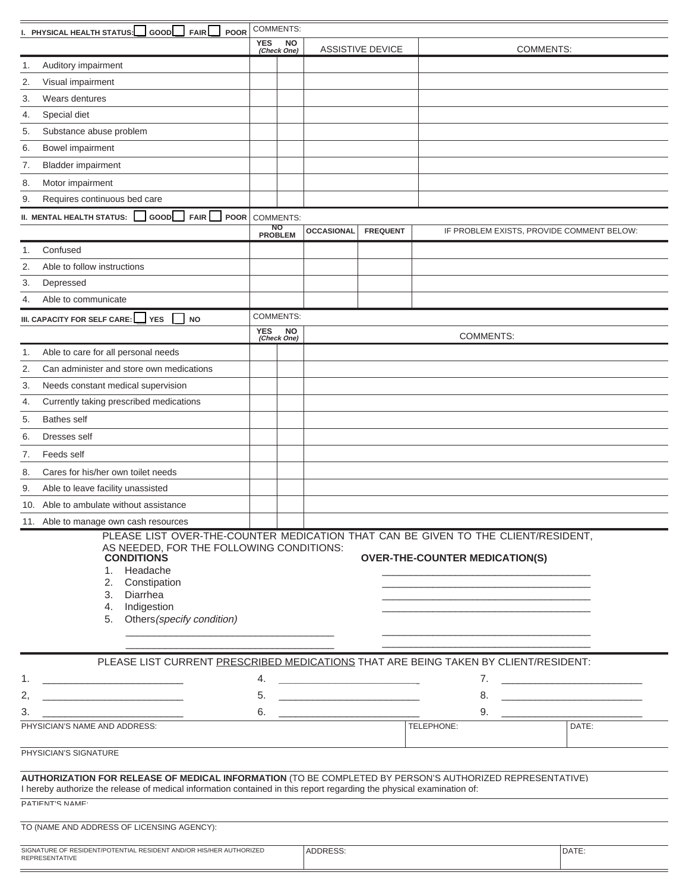| I. PHYSICAL HEALTH STATUS: ☐ GOOD ☐ FAIR ☐ POOR | COMMENTS: | | | |
|---|---|---|---|---|
| | YES | NO (Check One) | ASSISTIVE DEVICE | COMMENTS: |
| 1. Auditory impairment | | | | |
| 2. Visual impairment | | | | |
| 3. Wears dentures | | | | |
| 4. Special diet | | | | |
| 5. Substance abuse problem | | | | |
| 6. Bowel impairment | | | | |
| 7. Bladder impairment | | | | |
| 8. Motor impairment | | | | |
| 9. Requires continuous bed care | | | | |

| II. MENTAL HEALTH STATUS: ☐ GOOD ☐ FAIR ☐ POOR | COMMENTS: | | | |
|---|---|---|---|---|
| | NO PROBLEM | OCCASIONAL | FREQUENT | IF PROBLEM EXISTS, PROVIDE COMMENT BELOW: |
| 1. Confused | | | | |
| 2. Able to follow instructions | | | | |
| 3. Depressed | | | | |
| 4. Able to communicate | | | | |

| III. CAPACITY FOR SELF CARE: ☐ YES ☐ NO | COMMENTS: | | |
|---|---|---|---|
| | YES | NO (Check One) | COMMENTS: |
| 1. Able to care for all personal needs | | | |
| 2. Can administer and store own medications | | | |
| 3. Needs constant medical supervision | | | |
| 4. Currently taking prescribed medications | | | |
| 5. Bathes self | | | |
| 6. Dresses self | | | |
| 7. Feeds self | | | |
| 8. Cares for his/her own toilet needs | | | |
| 9. Able to leave facility unassisted | | | |
| 10. Able to ambulate without assistance | | | |
| 11. Able to manage own cash resources | | | |

PLEASE LIST OVER-THE-COUNTER MEDICATION THAT CAN BE GIVEN TO THE CLIENT/RESIDENT, AS NEEDED, FOR THE FOLLOWING CONDITIONS:

| CONDITIONS | OVER-THE-COUNTER MEDICATION(S) |
|---|---|
| 1. Headache | ____________________ |
| 2. Constipation | ____________________ |
| 3. Diarrhea | ____________________ |
| 4. Indigestion | ____________________ |
| 5. Others *(specify condition)* | |
| ____________________ | ____________________ |
| ____________________ | ____________________ |

PLEASE LIST CURRENT PRESCRIBED MEDICATIONS THAT ARE BEING TAKEN BY CLIENT/RESIDENT:

| | | |
|---|---|---|
| 1. ____________________ | 4. ____________________ | 7. ____________________ |
| 2, ____________________ | 5. ____________________ | 8. ____________________ |
| 3. ____________________ | 6. ____________________ | 9. ____________________ |

| PHYSICIAN'S NAME AND ADDRESS: | TELEPHONE: | DATE: |
|---|---|---|
| PHYSICIAN'S SIGNATURE | | |

**AUTHORIZATION FOR RELEASE OF MEDICAL INFORMATION** (TO BE COMPLETED BY PERSON'S AUTHORIZED REPRESENTATIVE)
I hereby authorize the release of medical information contained in this report regarding the physical examination of:

PATIENT'S NAME:

TO (NAME AND ADDRESS OF LICENSING AGENCY):

| SIGNATURE OF RESIDENT/POTENTIAL RESIDENT AND/OR HIS/HER AUTHORIZED REPRESENTATIVE | ADDRESS: | DATE: |
|---|---|---|